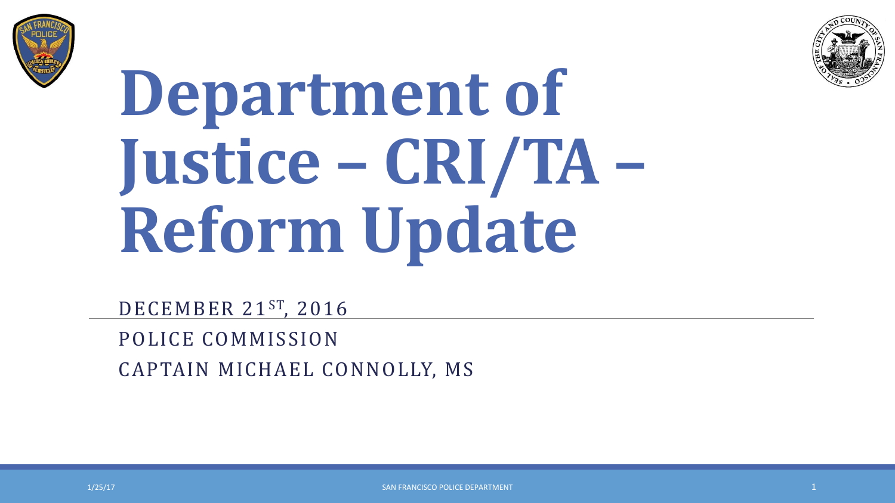# Department of Justice – CRI/TA – Reform Update

DECEMBER 21ST, 2016

POLICE COMMISSION

CAPTAIN MICHAEL CONNOLLY, MS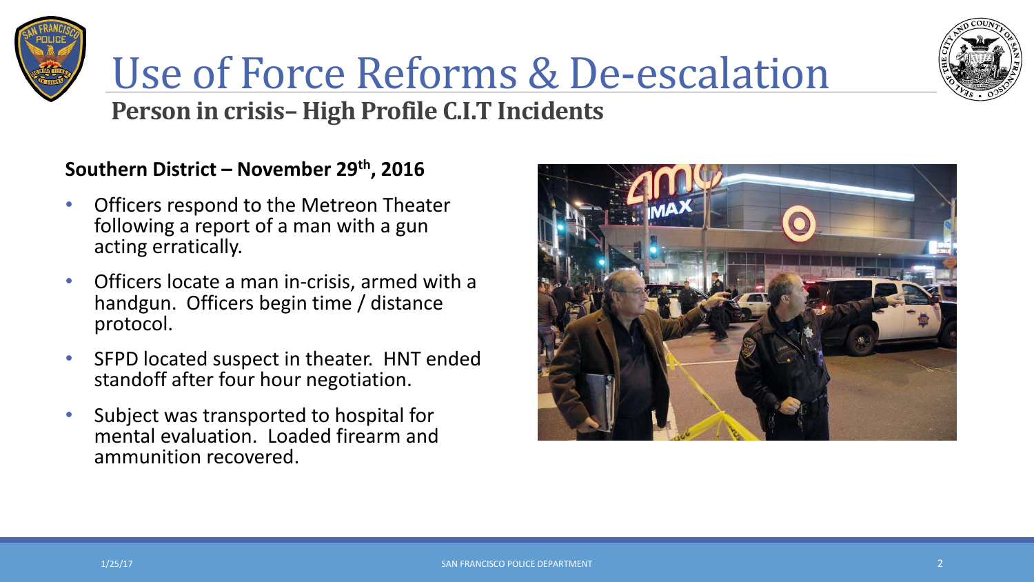# Use of Force Reforms & De-escalation

## Person in crisis– High Profile C.I.T Incidents

**Southern District – November 29th, 2016**

- Officers respond to the Metreon Theater following a report of a man with a gun acting erratically.
- Officers locate a man in-crisis, armed with a handgun. Officers begin time / distance protocol.
- SFPD located suspect in theater. HNT ended standoff after four hour negotiation.
- Subject was transported to hospital for mental evaluation. Loaded firearm and ammunition recovered.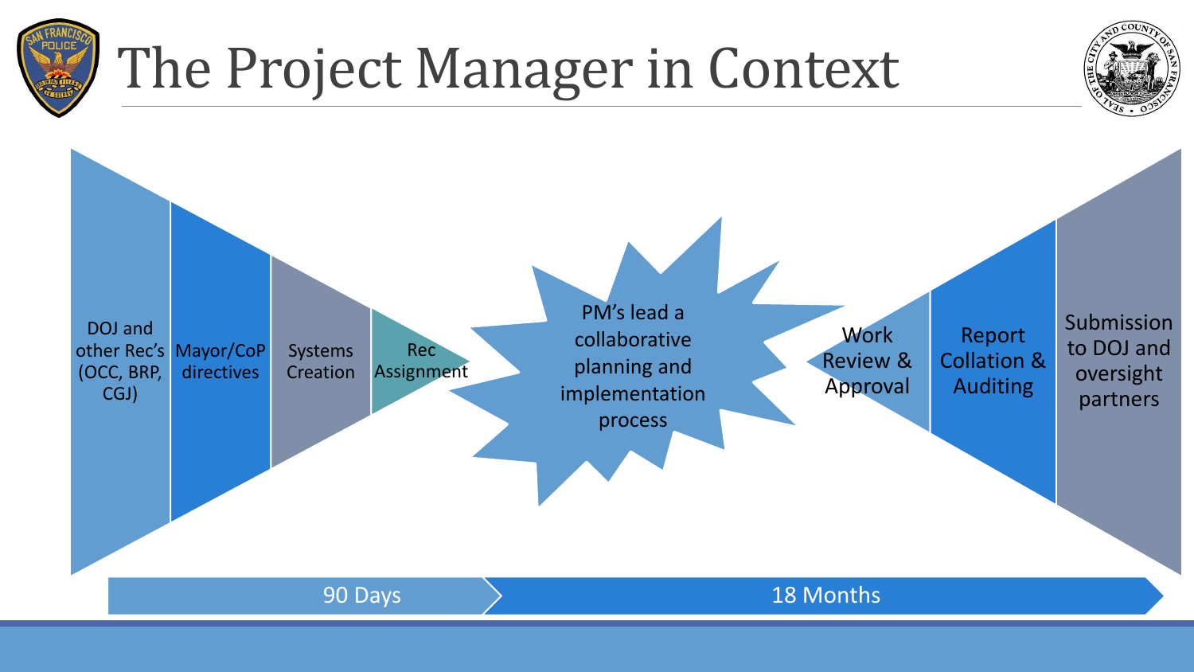# The Project Manager in Context

- DOJ and other Rec's (OCC, BRP, CGJ)
- Mayor/CoP directives
- Systems Creation
- Rec Assignment

PM's lead a collaborative planning and implementation process

- Work Review & Approval
- Report Collation & Auditing
- Submission to DOJ and oversight partners

90 Days → 18 Months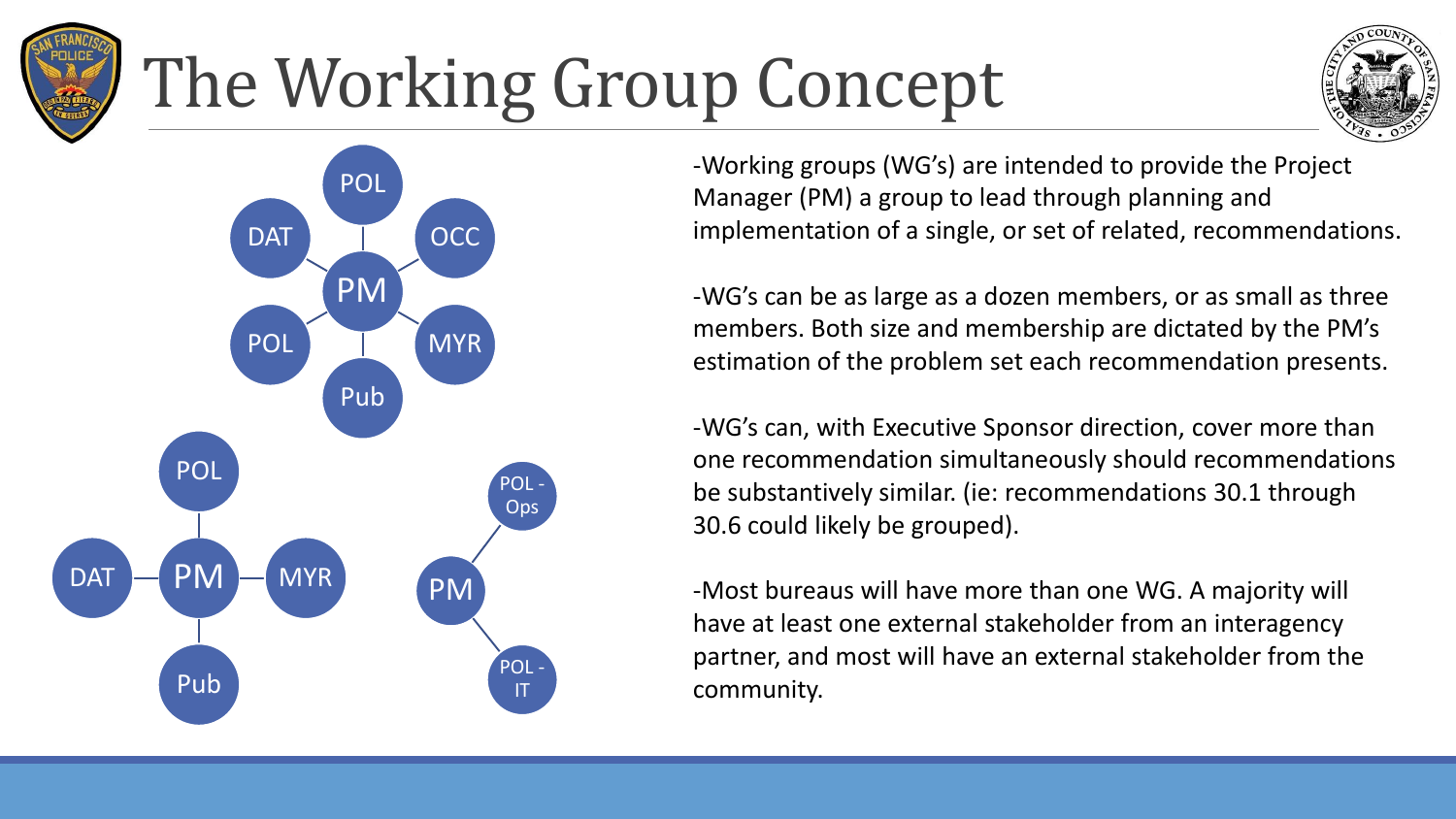# The Working Group Concept

-Working groups (WG's) are intended to provide the Project Manager (PM) a group to lead through planning and implementation of a single, or set of related, recommendations.

-WG's can be as large as a dozen members, or as small as three members. Both size and membership are dictated by the PM's estimation of the problem set each recommendation presents.

-WG's can, with Executive Sponsor direction, cover more than one recommendation simultaneously should recommendations be substantively similar. (ie: recommendations 30.1 through 30.6 could likely be grouped).

-Most bureaus will have more than one WG. A majority will have at least one external stakeholder from an interagency partner, and most will have an external stakeholder from the community.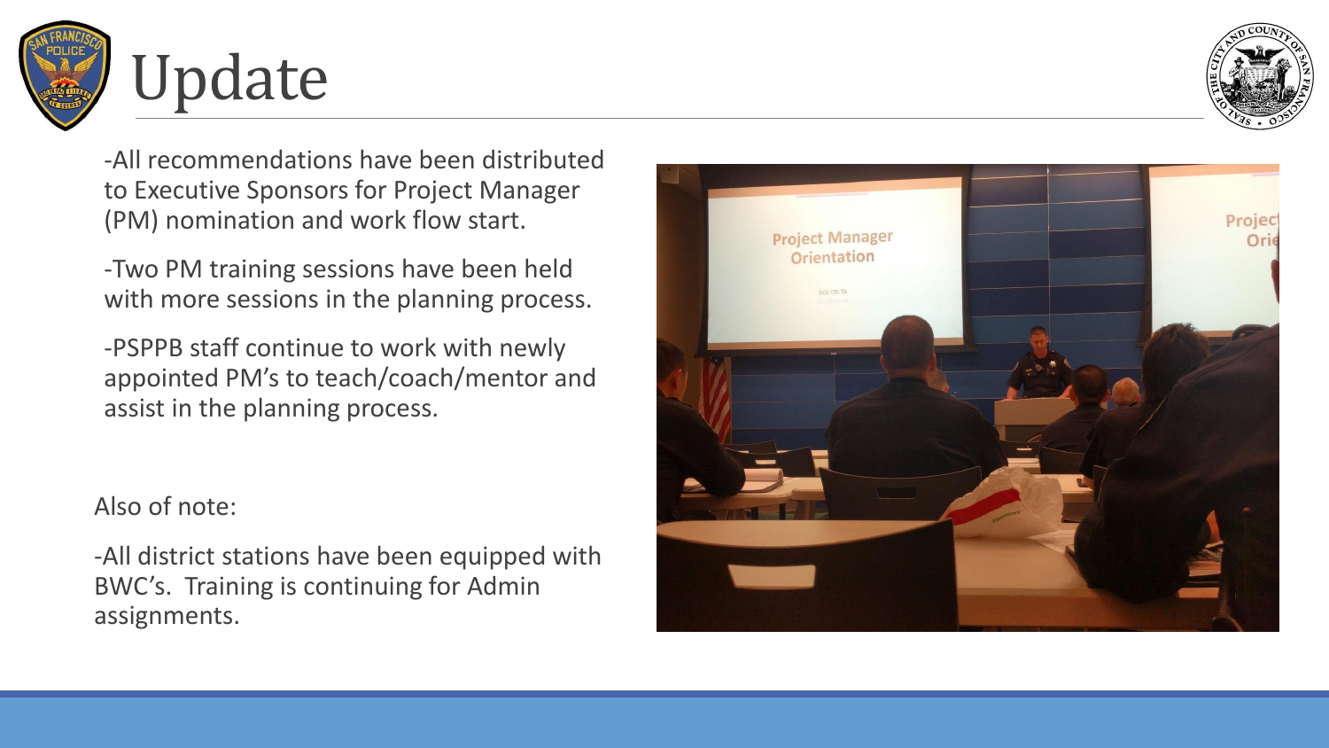# Update

-All recommendations have been distributed to Executive Sponsors for Project Manager (PM) nomination and work flow start.

-Two PM training sessions have been held with more sessions in the planning process.

-PSPPB staff continue to work with newly appointed PM's to teach/coach/mentor and assist in the planning process.

Also of note:

-All district stations have been equipped with BWC's. Training is continuing for Admin assignments.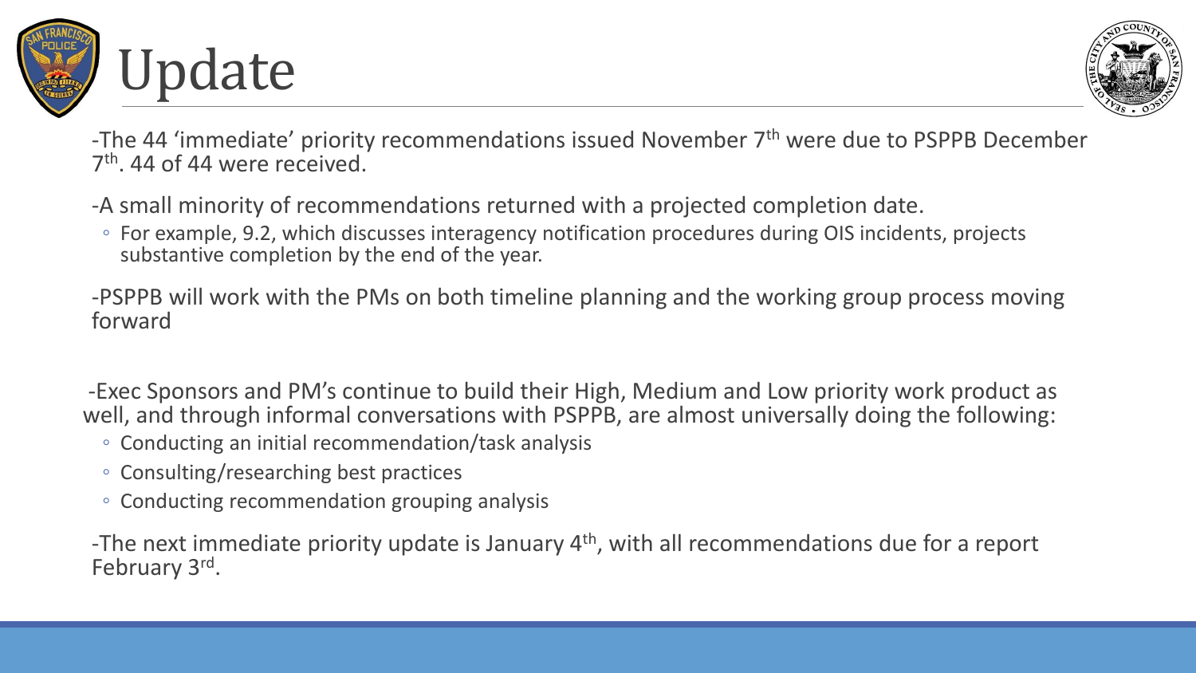# Update

-The 44 'immediate' priority recommendations issued November 7th were due to PSPPB December 7th. 44 of 44 were received.

-A small minority of recommendations returned with a projected completion date.

- For example, 9.2, which discusses interagency notification procedures during OIS incidents, projects substantive completion by the end of the year.

-PSPPB will work with the PMs on both timeline planning and the working group process moving forward

-Exec Sponsors and PM's continue to build their High, Medium and Low priority work product as well, and through informal conversations with PSPPB, are almost universally doing the following:

- Conducting an initial recommendation/task analysis
- Consulting/researching best practices
- Conducting recommendation grouping analysis

-The next immediate priority update is January 4th, with all recommendations due for a report February 3rd.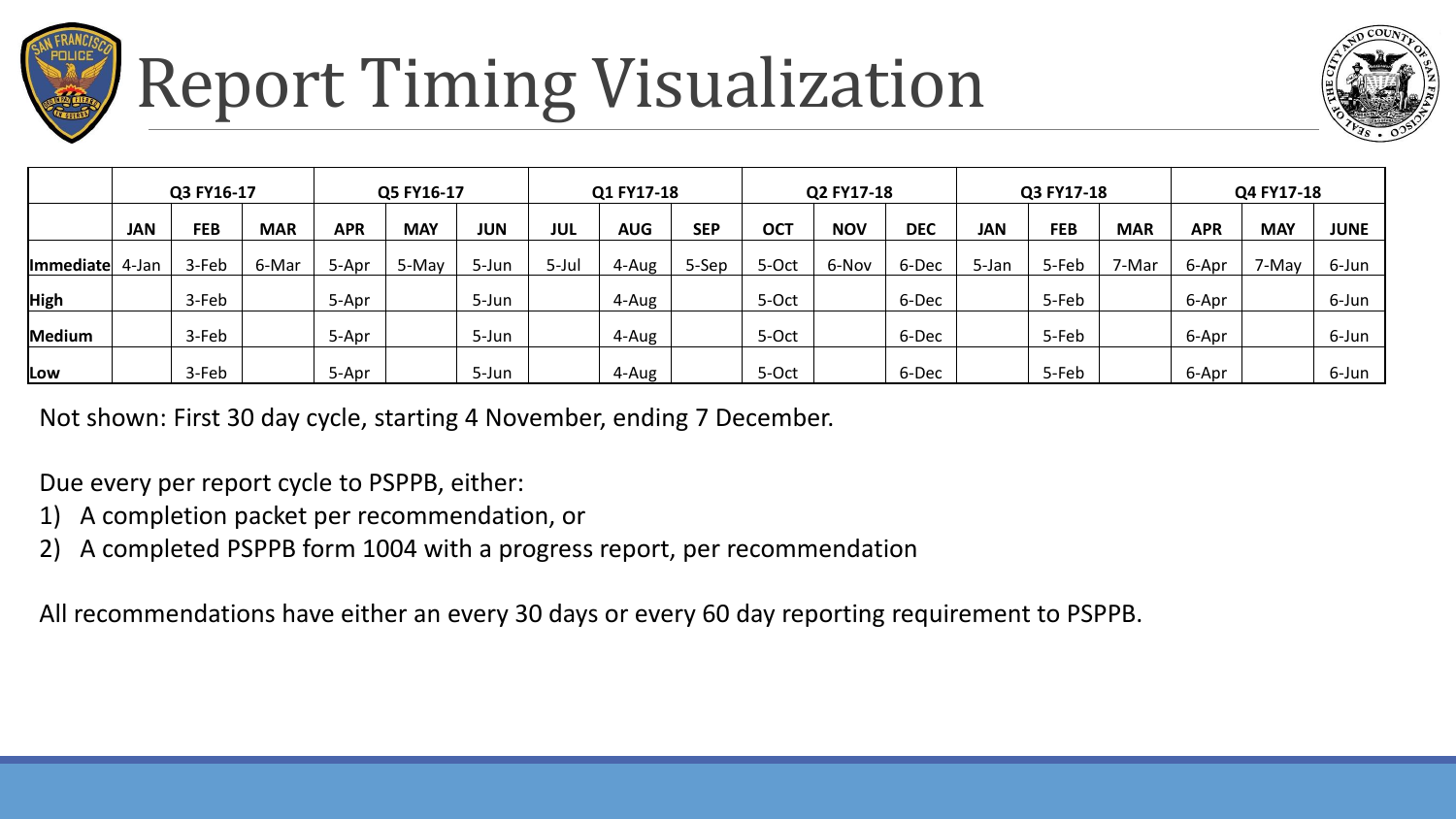# Report Timing Visualization

| | Q3 FY16-17 | | | Q5 FY16-17 | | | Q1 FY17-18 | | | Q2 FY17-18 | | | Q3 FY17-18 | | | Q4 FY17-18 | | |
|---|---|---|---|---|---|---|---|---|---|---|---|---|---|---|---|---|---|---|
| | **JAN** | **FEB** | **MAR** | **APR** | **MAY** | **JUN** | **JUL** | **AUG** | **SEP** | **OCT** | **NOV** | **DEC** | **JAN** | **FEB** | **MAR** | **APR** | **MAY** | **JUNE** |
| **Immediate** | 4-Jan | 3-Feb | 6-Mar | 5-Apr | 5-May | 5-Jun | 5-Jul | 4-Aug | 5-Sep | 5-Oct | 6-Nov | 6-Dec | 5-Jan | 5-Feb | 7-Mar | 6-Apr | 7-May | 6-Jun |
| **High** | | 3-Feb | | 5-Apr | | 5-Jun | | 4-Aug | | 5-Oct | | 6-Dec | | 5-Feb | | 6-Apr | | 6-Jun |
| **Medium** | | 3-Feb | | 5-Apr | | 5-Jun | | 4-Aug | | 5-Oct | | 6-Dec | | 5-Feb | | 6-Apr | | 6-Jun |
| **Low** | | 3-Feb | | 5-Apr | | 5-Jun | | 4-Aug | | 5-Oct | | 6-Dec | | 5-Feb | | 6-Apr | | 6-Jun |

Not shown: First 30 day cycle, starting 4 November, ending 7 December.

Due every per report cycle to PSPPB, either:

1) A completion packet per recommendation, or
2) A completed PSPPB form 1004 with a progress report, per recommendation

All recommendations have either an every 30 days or every 60 day reporting requirement to PSPPB.